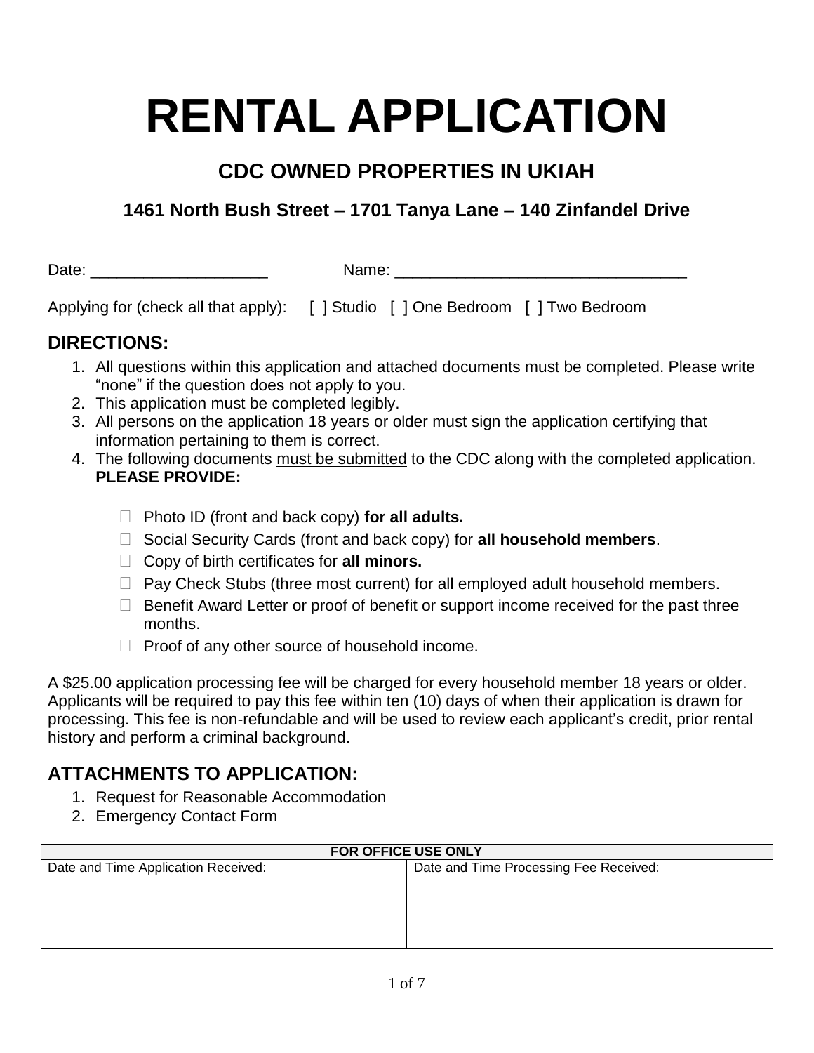# RENTAL APPLICATION

## CDC OWNED PROPERTIES IN UKIAH

### 1461 North Bush Street – 1701 Tanya Lane – 140 Zinfandel Drive

Date: ____________________ Name: _________________________________

Applying for (check all that apply): [ ] Studio [ ] One Bedroom [ ] Two Bedroom

## DIRECTIONS:

1. All questions within this application and attached documents must be completed. Please write "none" if the question does not apply to you.
2. This application must be completed legibly.
3. All persons on the application 18 years or older must sign the application certifying that information pertaining to them is correct.
4. The following documents must be submitted to the CDC along with the completed application. **PLEASE PROVIDE:**

   - ☐ Photo ID (front and back copy) **for all adults.**
   - ☐ Social Security Cards (front and back copy) for **all household members**.
   - ☐ Copy of birth certificates for **all minors.**
   - ☐ Pay Check Stubs (three most current) for all employed adult household members.
   - ☐ Benefit Award Letter or proof of benefit or support income received for the past three months.
   - ☐ Proof of any other source of household income.

A $25.00 application processing fee will be charged for every household member 18 years or older. Applicants will be required to pay this fee within ten (10) days of when their application is drawn for processing. This fee is non-refundable and will be used to review each applicant's credit, prior rental history and perform a criminal background.

## ATTACHMENTS TO APPLICATION:

1. Request for Reasonable Accommodation
2. Emergency Contact Form

| FOR OFFICE USE ONLY | |
|---|---|
| Date and Time Application Received: | Date and Time Processing Fee Received: |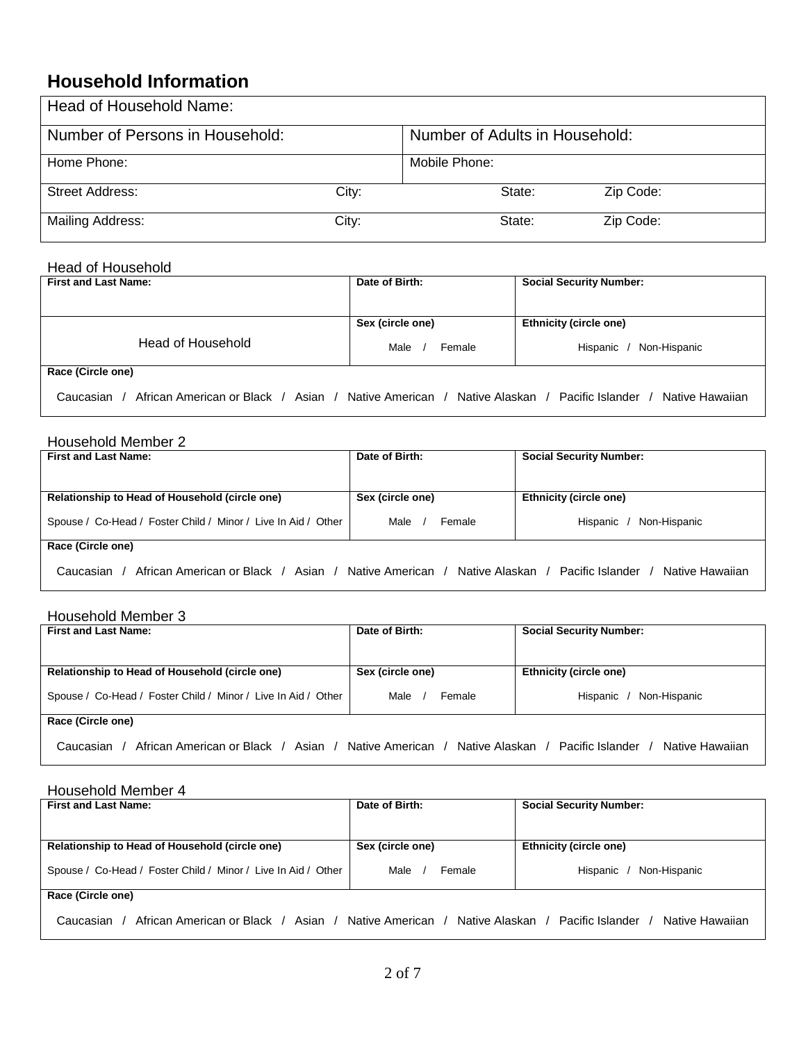## Household Information

| Head of Household Name: | | | |
|---|---|---|---|
| Number of Persons in Household: | | Number of Adults in Household: | |
| Home Phone: | | Mobile Phone: | |
| Street Address: | City: | State: | Zip Code: |
| Mailing Address: | City: | State: | Zip Code: |

Head of Household

| **First and Last Name:** | **Date of Birth:** | **Social Security Number:** |
|---|---|---|
| Head of Household | **Sex (circle one)**<br>Male / Female | **Ethnicity (circle one)**<br>Hispanic / Non-Hispanic |
| **Race (Circle one)**<br>Caucasian / African American or Black / Asian / Native American / Native Alaskan / Pacific Islander / Native Hawaiian | | |

Household Member 2

| **First and Last Name:** | **Date of Birth:** | **Social Security Number:** |
|---|---|---|
| **Relationship to Head of Household (circle one)**<br>Spouse / Co-Head / Foster Child / Minor / Live In Aid / Other | **Sex (circle one)**<br>Male / Female | **Ethnicity (circle one)**<br>Hispanic / Non-Hispanic |
| **Race (Circle one)**<br>Caucasian / African American or Black / Asian / Native American / Native Alaskan / Pacific Islander / Native Hawaiian | | |

Household Member 3

| **First and Last Name:** | **Date of Birth:** | **Social Security Number:** |
|---|---|---|
| **Relationship to Head of Household (circle one)**<br>Spouse / Co-Head / Foster Child / Minor / Live In Aid / Other | **Sex (circle one)**<br>Male / Female | **Ethnicity (circle one)**<br>Hispanic / Non-Hispanic |
| **Race (Circle one)**<br>Caucasian / African American or Black / Asian / Native American / Native Alaskan / Pacific Islander / Native Hawaiian | | |

Household Member 4

| **First and Last Name:** | **Date of Birth:** | **Social Security Number:** |
|---|---|---|
| **Relationship to Head of Household (circle one)**<br>Spouse / Co-Head / Foster Child / Minor / Live In Aid / Other | **Sex (circle one)**<br>Male / Female | **Ethnicity (circle one)**<br>Hispanic / Non-Hispanic |
| **Race (Circle one)**<br>Caucasian / African American or Black / Asian / Native American / Native Alaskan / Pacific Islander / Native Hawaiian | | |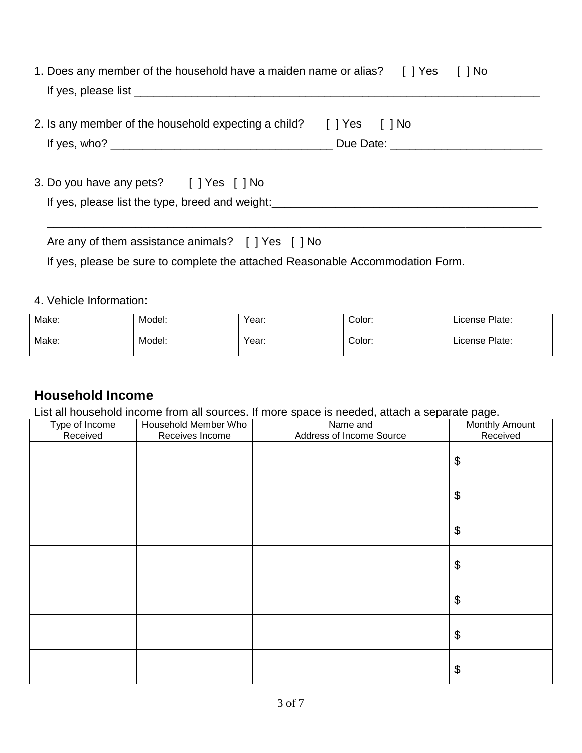1. Does any member of the household have a maiden name or alias? [ ] Yes [ ] No

   If yes, please list ___________________________________________________________________

2. Is any member of the household expecting a child? [ ] Yes [ ] No

   If yes, who? ___________________________________ Due Date: ________________________

3. Do you have any pets? [ ] Yes [ ] No

   If yes, please list the type, breed and weight:___________________________________________

   ______________________________________________________________________________

   Are any of them assistance animals? [ ] Yes [ ] No

   If yes, please be sure to complete the attached Reasonable Accommodation Form.

4. Vehicle Information:

| Make: | Model: | Year: | Color: | License Plate: |
|---|---|---|---|---|
| Make: | Model: | Year: | Color: | License Plate: |

## Household Income

List all household income from all sources. If more space is needed, attach a separate page.

| Type of Income Received | Household Member Who Receives Income | Name and Address of Income Source | Monthly Amount Received |
|---|---|---|---|
| | | | $ |
| | | | $ |
| | | | $ |
| | | | $ |
| | | | $ |
| | | | $ |
| | | | $ |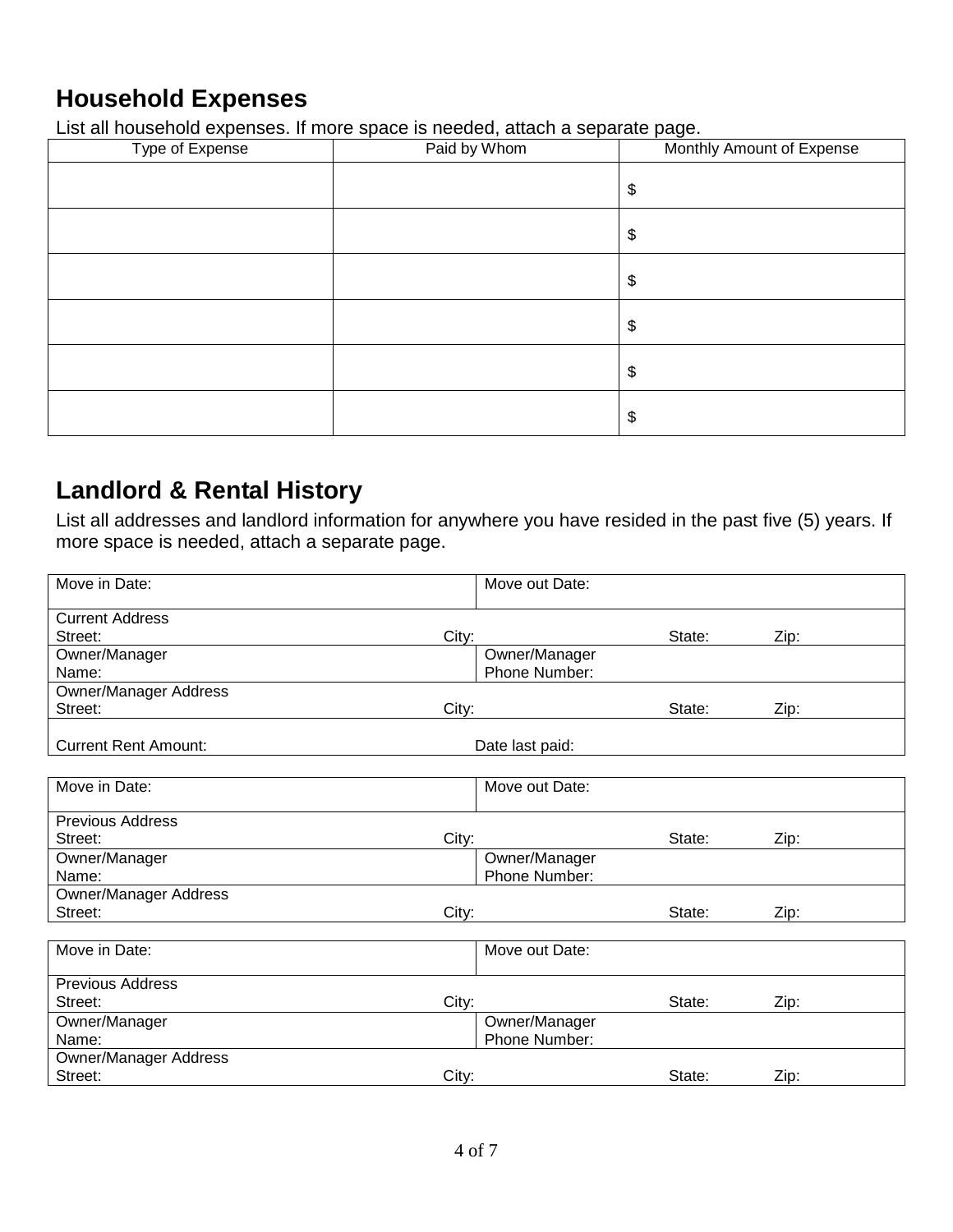## Household Expenses

List all household expenses. If more space is needed, attach a separate page.

| Type of Expense | Paid by Whom | Monthly Amount of Expense |
| --- | --- | --- |
| | | $ |
| | | $ |
| | | $ |
| | | $ |
| | | $ |
| | | $ |

## Landlord & Rental History

List all addresses and landlord information for anywhere you have resided in the past five (5) years. If more space is needed, attach a separate page.

| | | | |
| --- | --- | --- | --- |
| Move in Date: | Move out Date: | | |
| Current Address Street: | City: | State: | Zip: |
| Owner/Manager Name: | Owner/Manager Phone Number: | | |
| Owner/Manager Address Street: | City: | State: | Zip: |
| Current Rent Amount: | Date last paid: | | |

| | | | |
| --- | --- | --- | --- |
| Move in Date: | Move out Date: | | |
| Previous Address Street: | City: | State: | Zip: |
| Owner/Manager Name: | Owner/Manager Phone Number: | | |
| Owner/Manager Address Street: | City: | State: | Zip: |

| | | | |
| --- | --- | --- | --- |
| Move in Date: | Move out Date: | | |
| Previous Address Street: | City: | State: | Zip: |
| Owner/Manager Name: | Owner/Manager Phone Number: | | |
| Owner/Manager Address Street: | City: | State: | Zip: |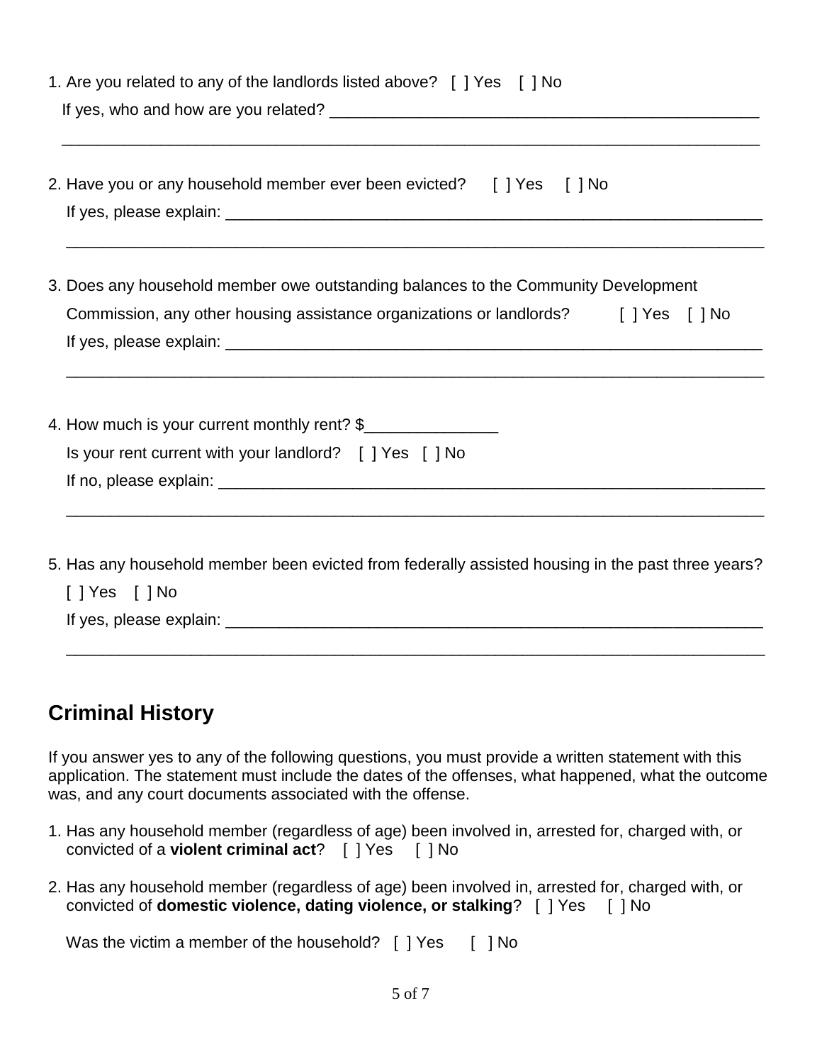1. Are you related to any of the landlords listed above? [ ] Yes [ ] No
   If yes, who and how are you related? ______________________________________________
   ________________________________________________________________________________

2. Have you or any household member ever been evicted? [ ] Yes [ ] No
   If yes, please explain: ___________________________________________________________
   ________________________________________________________________________________

3. Does any household member owe outstanding balances to the Community Development Commission, any other housing assistance organizations or landlords? [ ] Yes [ ] No
   If yes, please explain: ___________________________________________________________
   ________________________________________________________________________________

4. How much is your current monthly rent? $_______________
   Is your rent current with your landlord? [ ] Yes [ ] No
   If no, please explain: ___________________________________________________________
   ________________________________________________________________________________

5. Has any household member been evicted from federally assisted housing in the past three years?
   [ ] Yes [ ] No
   If yes, please explain: ___________________________________________________________
   ________________________________________________________________________________

## Criminal History

If you answer yes to any of the following questions, you must provide a written statement with this application. The statement must include the dates of the offenses, what happened, what the outcome was, and any court documents associated with the offense.

1. Has any household member (regardless of age) been involved in, arrested for, charged with, or convicted of a **violent criminal act**? [ ] Yes [ ] No

2. Has any household member (regardless of age) been involved in, arrested for, charged with, or convicted of **domestic violence, dating violence, or stalking**? [ ] Yes [ ] No

   Was the victim a member of the household? [ ] Yes [ ] No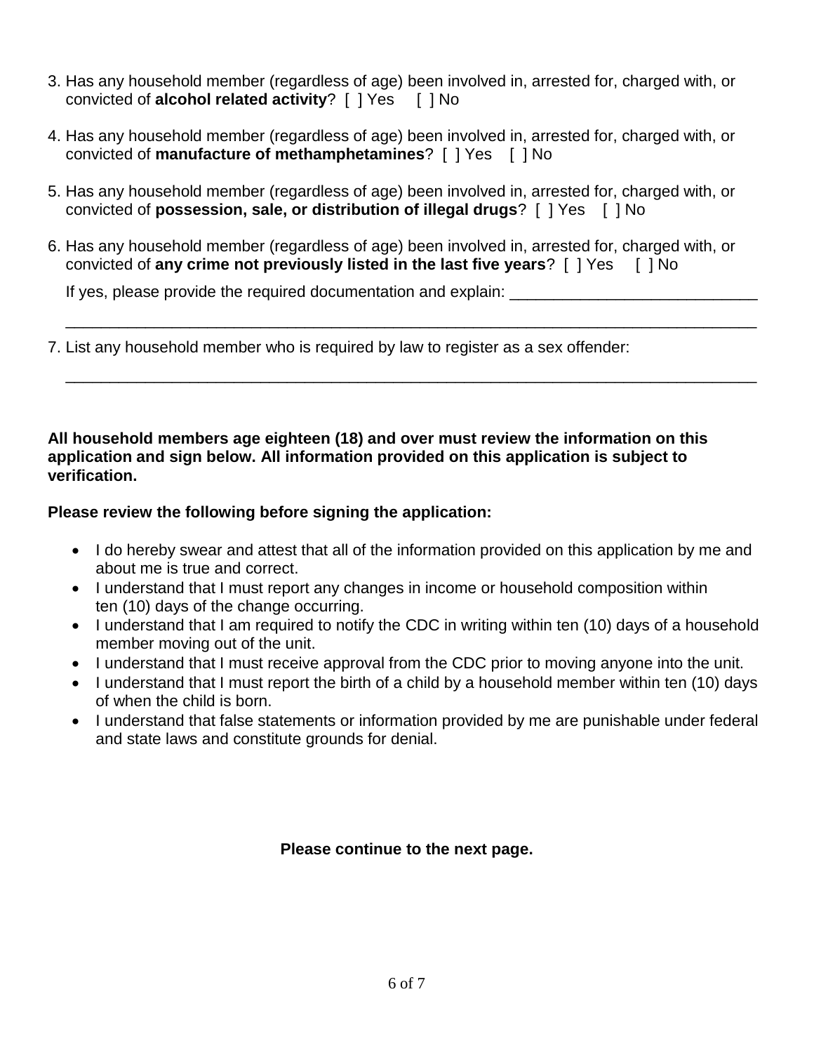3. Has any household member (regardless of age) been involved in, arrested for, charged with, or convicted of **alcohol related activity**? [ ] Yes [ ] No

4. Has any household member (regardless of age) been involved in, arrested for, charged with, or convicted of **manufacture of methamphetamines**? [ ] Yes [ ] No

5. Has any household member (regardless of age) been involved in, arrested for, charged with, or convicted of **possession, sale, or distribution of illegal drugs**? [ ] Yes [ ] No

6. Has any household member (regardless of age) been involved in, arrested for, charged with, or convicted of **any crime not previously listed in the last five years**? [ ] Yes [ ] No

   If yes, please provide the required documentation and explain: ____________________________

   ________________________________________________________________________________

7. List any household member who is required by law to register as a sex offender:

   ________________________________________________________________________________

**All household members age eighteen (18) and over must review the information on this application and sign below. All information provided on this application is subject to verification.**

**Please review the following before signing the application:**

- I do hereby swear and attest that all of the information provided on this application by me and about me is true and correct.
- I understand that I must report any changes in income or household composition within ten (10) days of the change occurring.
- I understand that I am required to notify the CDC in writing within ten (10) days of a household member moving out of the unit.
- I understand that I must receive approval from the CDC prior to moving anyone into the unit.
- I understand that I must report the birth of a child by a household member within ten (10) days of when the child is born.
- I understand that false statements or information provided by me are punishable under federal and state laws and constitute grounds for denial.

**Please continue to the next page.**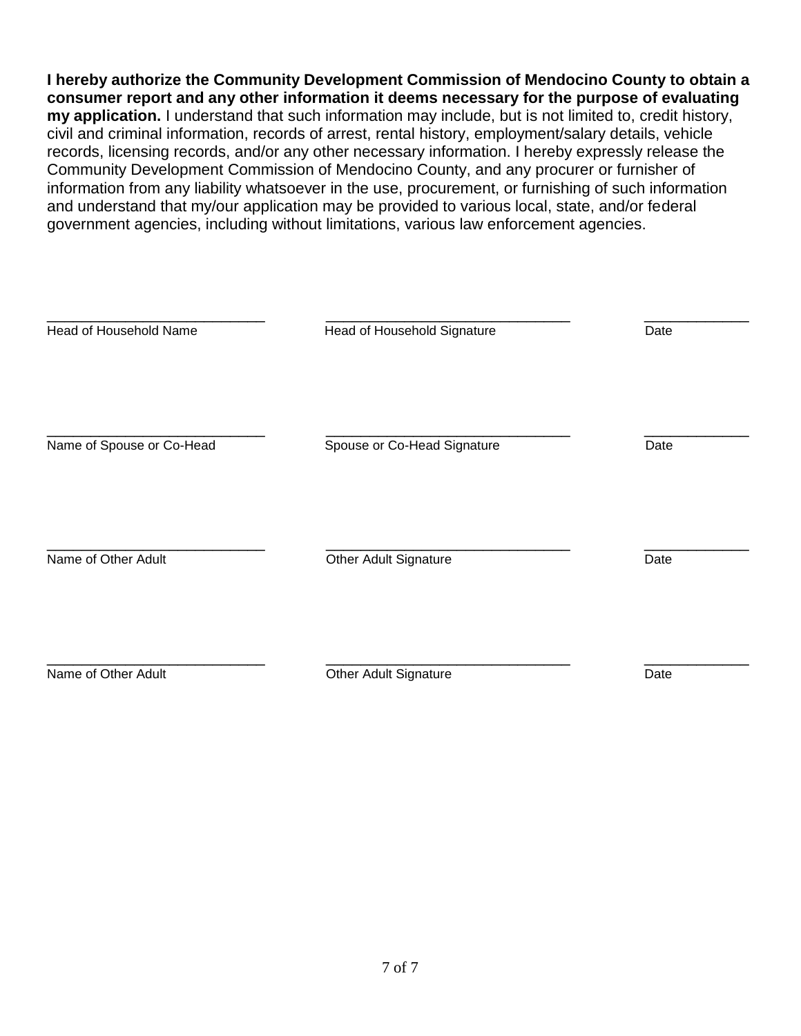**I hereby authorize the Community Development Commission of Mendocino County to obtain a consumer report and any other information it deems necessary for the purpose of evaluating my application.** I understand that such information may include, but is not limited to, credit history, civil and criminal information, records of arrest, rental history, employment/salary details, vehicle records, licensing records, and/or any other necessary information. I hereby expressly release the Community Development Commission of Mendocino County, and any procurer or furnisher of information from any liability whatsoever in the use, procurement, or furnishing of such information and understand that my/our application may be provided to various local, state, and/or federal government agencies, including without limitations, various law enforcement agencies.

| | | |
|---|---|---|
| \_\_\_\_\_\_\_\_\_\_\_\_\_\_\_\_\_\_\_\_\_\_\_\_\_\_\_\_ | \_\_\_\_\_\_\_\_\_\_\_\_\_\_\_\_\_\_\_\_\_\_\_\_\_\_\_\_\_\_\_ | \_\_\_\_\_\_\_\_\_\_\_\_\_ |
| Head of Household Name | Head of Household Signature | Date |
| \_\_\_\_\_\_\_\_\_\_\_\_\_\_\_\_\_\_\_\_\_\_\_\_\_\_\_\_ | \_\_\_\_\_\_\_\_\_\_\_\_\_\_\_\_\_\_\_\_\_\_\_\_\_\_\_\_\_\_\_ | \_\_\_\_\_\_\_\_\_\_\_\_\_ |
| Name of Spouse or Co-Head | Spouse or Co-Head Signature | Date |
| \_\_\_\_\_\_\_\_\_\_\_\_\_\_\_\_\_\_\_\_\_\_\_\_\_\_\_\_ | \_\_\_\_\_\_\_\_\_\_\_\_\_\_\_\_\_\_\_\_\_\_\_\_\_\_\_\_\_\_\_ | \_\_\_\_\_\_\_\_\_\_\_\_\_ |
| Name of Other Adult | Other Adult Signature | Date |
| \_\_\_\_\_\_\_\_\_\_\_\_\_\_\_\_\_\_\_\_\_\_\_\_\_\_\_\_ | \_\_\_\_\_\_\_\_\_\_\_\_\_\_\_\_\_\_\_\_\_\_\_\_\_\_\_\_\_\_\_ | \_\_\_\_\_\_\_\_\_\_\_\_\_ |
| Name of Other Adult | Other Adult Signature | Date |